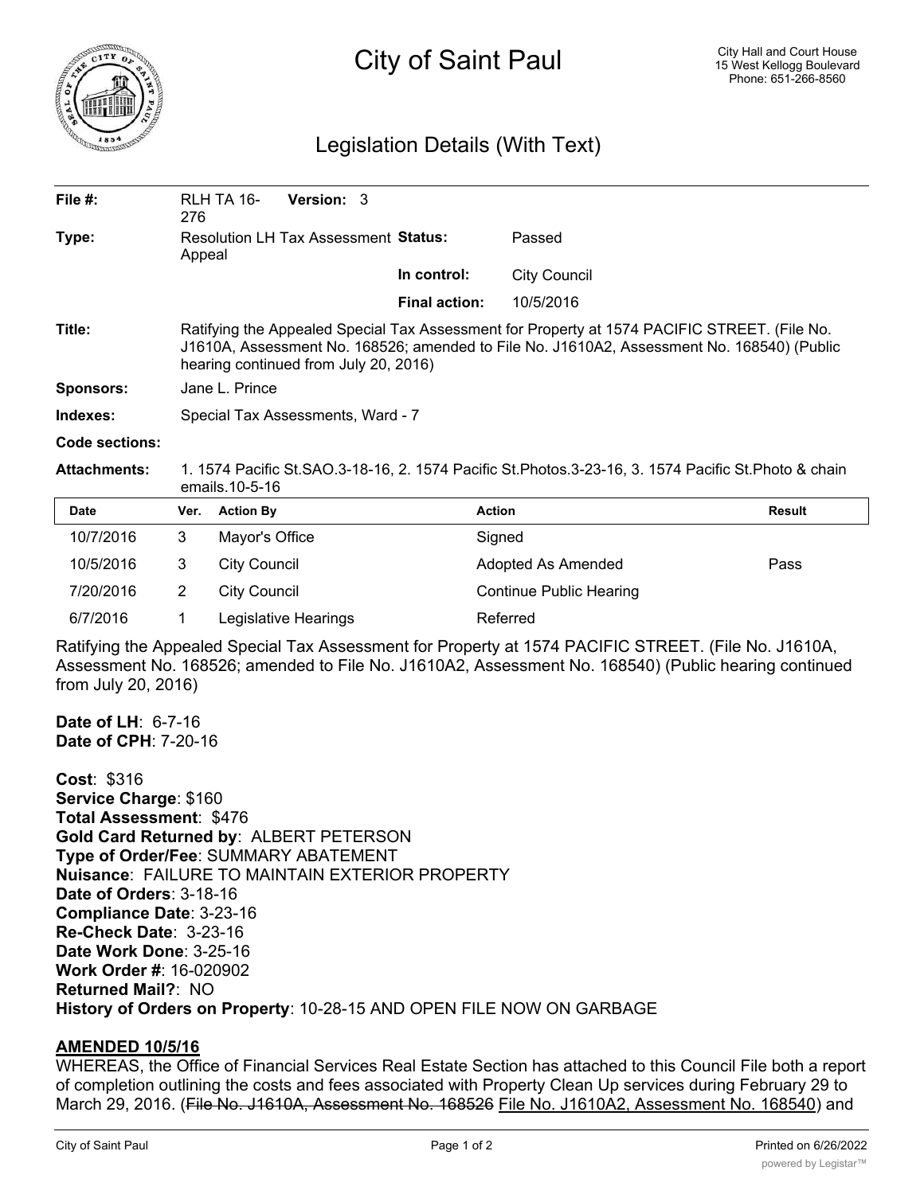# City of Saint Paul

City Hall and Court House
15 West Kellogg Boulevard
Phone: 651-266-8560

## Legislation Details (With Text)

| | | | |
|---|---|---|---|
| **File #:** | RLH TA 16-276 **Version:** 3 | | |
| **Type:** | Resolution LH Tax Assessment Appeal | **Status:** | Passed |
| | | **In control:** | City Council |
| | | **Final action:** | 10/5/2016 |

**Title:** Ratifying the Appealed Special Tax Assessment for Property at 1574 PACIFIC STREET. (File No. J1610A, Assessment No. 168526; amended to File No. J1610A2, Assessment No. 168540) (Public hearing continued from July 20, 2016)

**Sponsors:** Jane L. Prince

**Indexes:** Special Tax Assessments, Ward - 7

**Code sections:**

**Attachments:** 1. 1574 Pacific St.SAO.3-18-16, 2. 1574 Pacific St.Photos.3-23-16, 3. 1574 Pacific St.Photo & chain emails.10-5-16

| Date | Ver. | Action By | Action | Result |
|---|---|---|---|---|
| 10/7/2016 | 3 | Mayor's Office | Signed | |
| 10/5/2016 | 3 | City Council | Adopted As Amended | Pass |
| 7/20/2016 | 2 | City Council | Continue Public Hearing | |
| 6/7/2016 | 1 | Legislative Hearings | Referred | |

Ratifying the Appealed Special Tax Assessment for Property at 1574 PACIFIC STREET. (File No. J1610A, Assessment No. 168526; amended to File No. J1610A2, Assessment No. 168540) (Public hearing continued from July 20, 2016)

**Date of LH**: 6-7-16
**Date of CPH**: 7-20-16

**Cost**: $316
**Service Charge**: $160
**Total Assessment**: $476
**Gold Card Returned by**: ALBERT PETERSON
**Type of Order/Fee**: SUMMARY ABATEMENT
**Nuisance**: FAILURE TO MAINTAIN EXTERIOR PROPERTY
**Date of Orders**: 3-18-16
**Compliance Date**: 3-23-16
**Re-Check Date**: 3-23-16
**Date Work Done**: 3-25-16
**Work Order #**: 16-020902
**Returned Mail?**: NO
**History of Orders on Property**: 10-28-15 AND OPEN FILE NOW ON GARBAGE

**AMENDED 10/5/16**

WHEREAS, the Office of Financial Services Real Estate Section has attached to this Council File both a report of completion outlining the costs and fees associated with Property Clean Up services during February 29 to March 29, 2016. (~~File No. J1610A, Assessment No. 168526~~ File No. J1610A2, Assessment No. 168540) and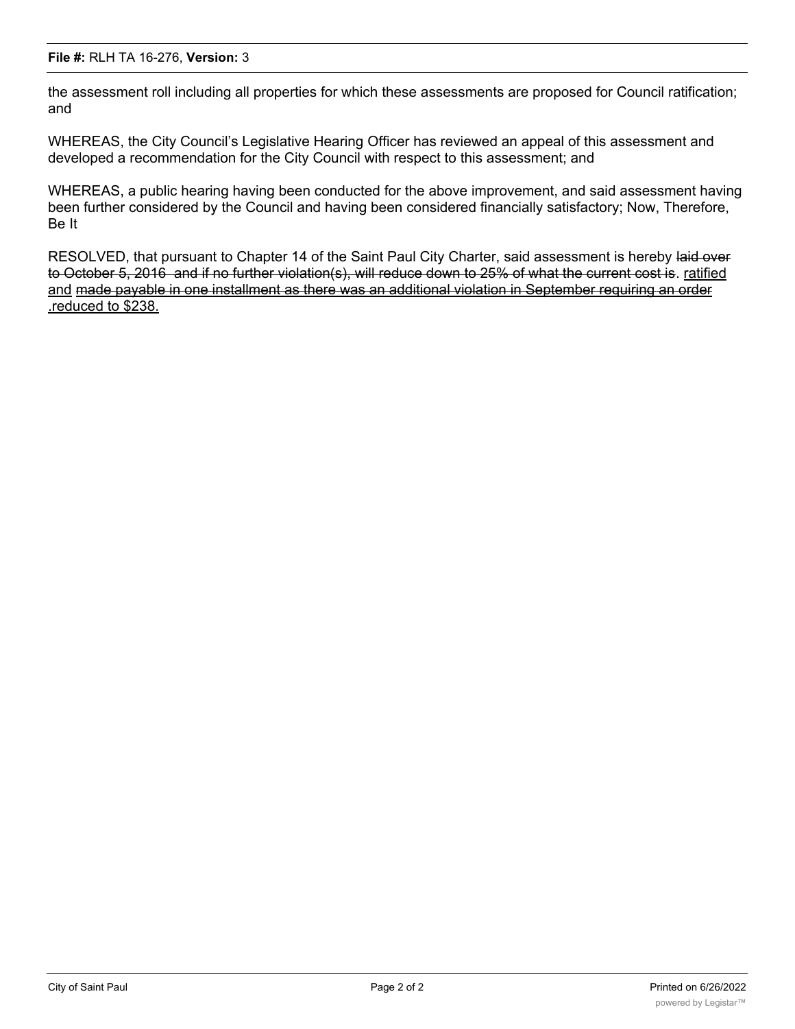the assessment roll including all properties for which these assessments are proposed for Council ratification; and

WHEREAS, the City Council's Legislative Hearing Officer has reviewed an appeal of this assessment and developed a recommendation for the City Council with respect to this assessment; and

WHEREAS, a public hearing having been conducted for the above improvement, and said assessment having been further considered by the Council and having been considered financially satisfactory; Now, Therefore, Be It

RESOLVED, that pursuant to Chapter 14 of the Saint Paul City Charter, said assessment is hereby ~~laid over to October 5, 2016 and if no further violation(s), will reduce down to 25% of what the current cost is~~. <u>ratified and</u> ~~made payable in one installment as there was an additional violation in September requiring an order~~ <u>.reduced to $238.</u>